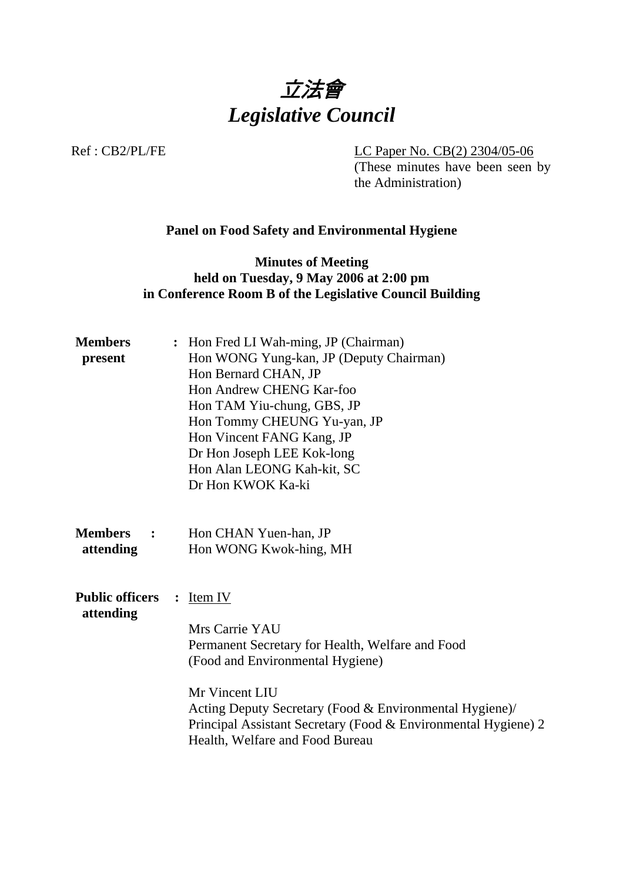# *立法會*
# *Legislative Council*

Ref : CB2/PL/FE

LC Paper No. CB(2) 2304/05-06
(These minutes have been seen by the Administration)

**Panel on Food Safety and Environmental Hygiene**

**Minutes of Meeting**
**held on Tuesday, 9 May 2006 at 2:00 pm**
**in Conference Room B of the Legislative Council Building**

**Members present** : Hon Fred LI Wah-ming, JP (Chairman)
Hon WONG Yung-kan, JP (Deputy Chairman)
Hon Bernard CHAN, JP
Hon Andrew CHENG Kar-foo
Hon TAM Yiu-chung, GBS, JP
Hon Tommy CHEUNG Yu-yan, JP
Hon Vincent FANG Kang, JP
Dr Hon Joseph LEE Kok-long
Hon Alan LEONG Kah-kit, SC
Dr Hon KWOK Ka-ki

**Members attending** : Hon CHAN Yuen-han, JP
Hon WONG Kwok-hing, MH

**Public officers attending** : Item IV

Mrs Carrie YAU
Permanent Secretary for Health, Welfare and Food
(Food and Environmental Hygiene)

Mr Vincent LIU
Acting Deputy Secretary (Food & Environmental Hygiene)/
Principal Assistant Secretary (Food & Environmental Hygiene) 2
Health, Welfare and Food Bureau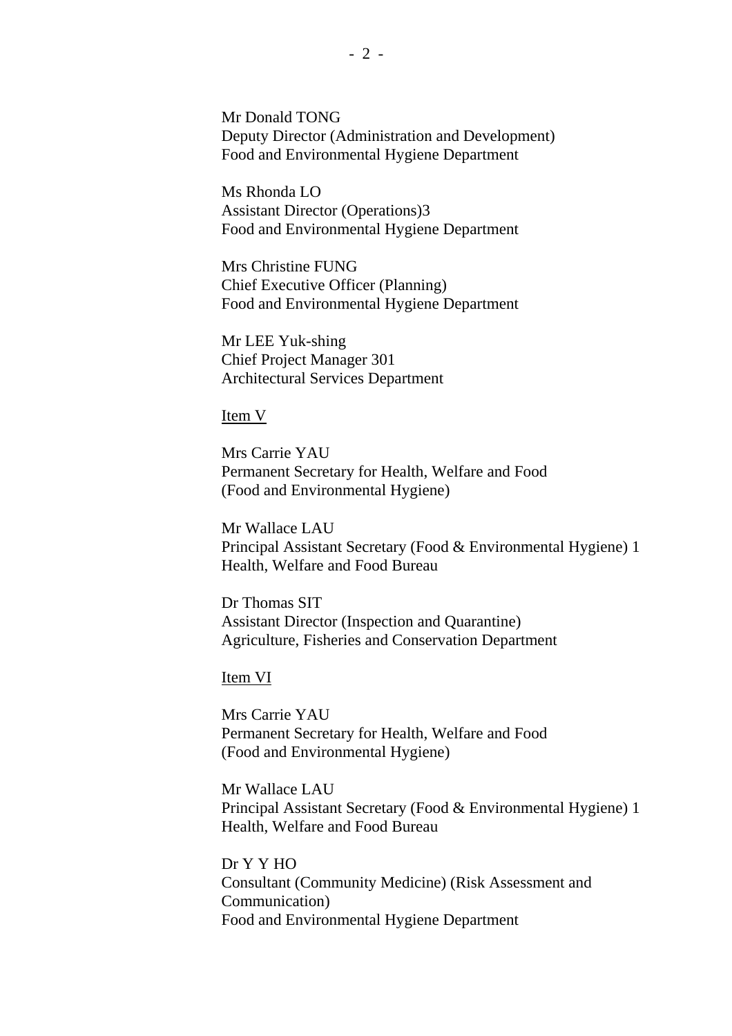Mr Donald TONG
Deputy Director (Administration and Development)
Food and Environmental Hygiene Department

Ms Rhonda LO
Assistant Director (Operations)3
Food and Environmental Hygiene Department

Mrs Christine FUNG
Chief Executive Officer (Planning)
Food and Environmental Hygiene Department

Mr LEE Yuk-shing
Chief Project Manager 301
Architectural Services Department

Item V

Mrs Carrie YAU
Permanent Secretary for Health, Welfare and Food
(Food and Environmental Hygiene)

Mr Wallace LAU
Principal Assistant Secretary (Food & Environmental Hygiene) 1
Health, Welfare and Food Bureau

Dr Thomas SIT
Assistant Director (Inspection and Quarantine)
Agriculture, Fisheries and Conservation Department

Item VI

Mrs Carrie YAU
Permanent Secretary for Health, Welfare and Food
(Food and Environmental Hygiene)

Mr Wallace LAU
Principal Assistant Secretary (Food & Environmental Hygiene) 1
Health, Welfare and Food Bureau

Dr Y Y HO
Consultant (Community Medicine) (Risk Assessment and Communication)
Food and Environmental Hygiene Department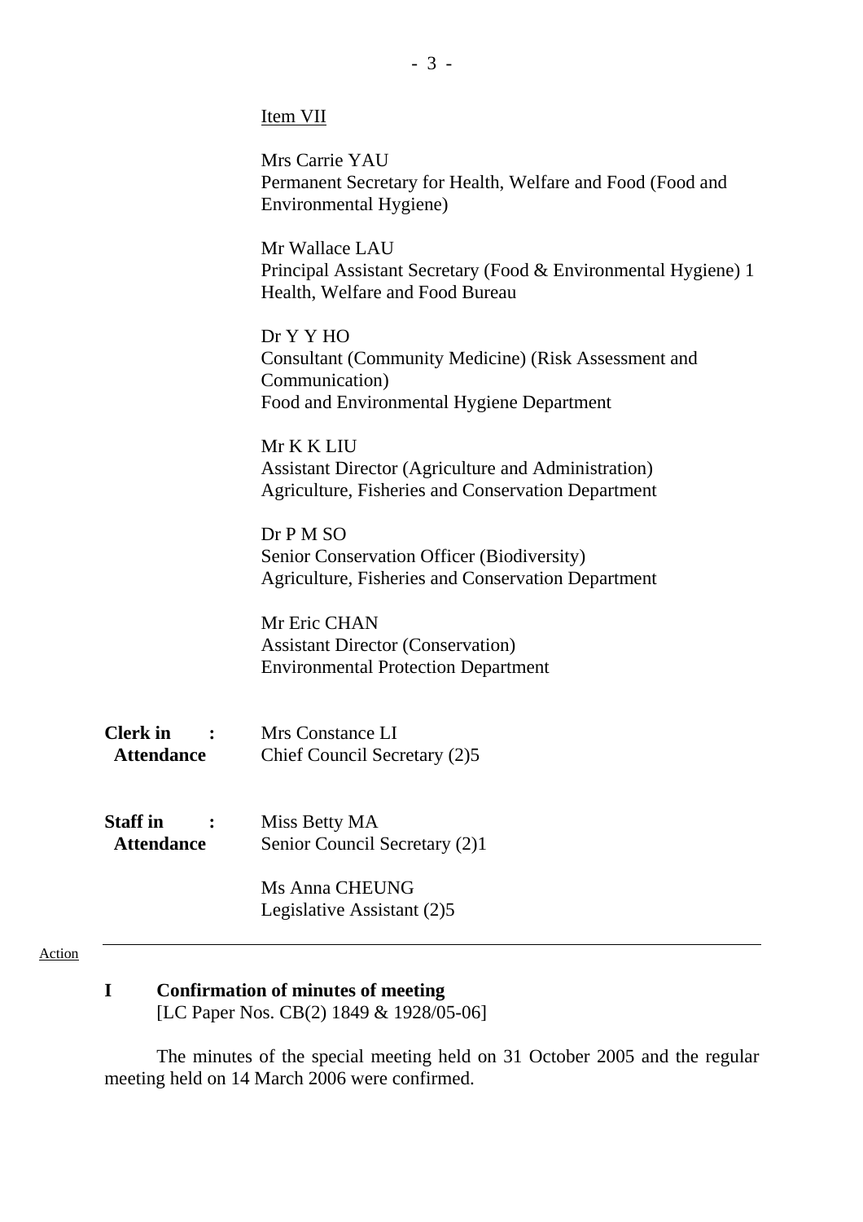Item VII

Mrs Carrie YAU
Permanent Secretary for Health, Welfare and Food (Food and Environmental Hygiene)

Mr Wallace LAU
Principal Assistant Secretary (Food & Environmental Hygiene) 1
Health, Welfare and Food Bureau

Dr Y Y HO
Consultant (Community Medicine) (Risk Assessment and Communication)
Food and Environmental Hygiene Department

Mr K K LIU
Assistant Director (Agriculture and Administration)
Agriculture, Fisheries and Conservation Department

Dr P M SO
Senior Conservation Officer (Biodiversity)
Agriculture, Fisheries and Conservation Department

Mr Eric CHAN
Assistant Director (Conservation)
Environmental Protection Department

**Clerk in Attendance :** Mrs Constance LI
Chief Council Secretary (2)5

**Staff in Attendance :** Miss Betty MA
Senior Council Secretary (2)1

Ms Anna CHEUNG
Legislative Assistant (2)5

---

Action

**I Confirmation of minutes of meeting**
[LC Paper Nos. CB(2) 1849 & 1928/05-06]

The minutes of the special meeting held on 31 October 2005 and the regular meeting held on 14 March 2006 were confirmed.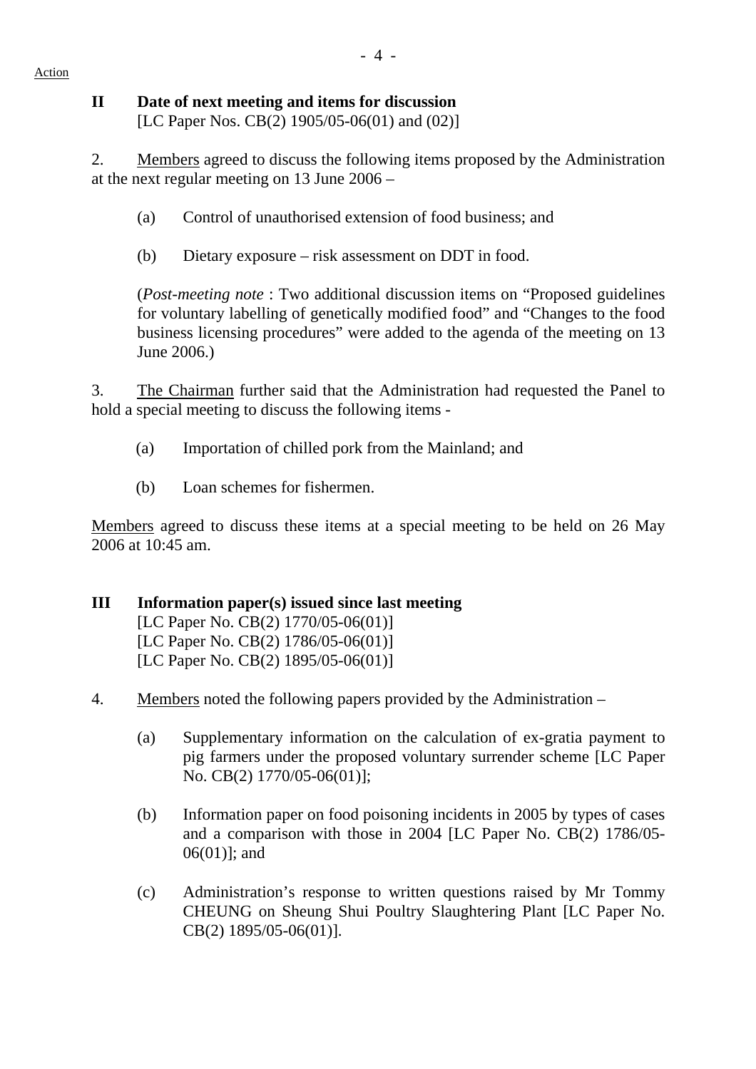Action

## II Date of next meeting and items for discussion

[LC Paper Nos. CB(2) 1905/05-06(01) and (02)]

2. Members agreed to discuss the following items proposed by the Administration at the next regular meeting on 13 June 2006 –

(a) Control of unauthorised extension of food business; and

(b) Dietary exposure – risk assessment on DDT in food.

(*Post-meeting note* : Two additional discussion items on "Proposed guidelines for voluntary labelling of genetically modified food" and "Changes to the food business licensing procedures" were added to the agenda of the meeting on 13 June 2006.)

3. The Chairman further said that the Administration had requested the Panel to hold a special meeting to discuss the following items -

(a) Importation of chilled pork from the Mainland; and

(b) Loan schemes for fishermen.

Members agreed to discuss these items at a special meeting to be held on 26 May 2006 at 10:45 am.

## III Information paper(s) issued since last meeting

[LC Paper No. CB(2) 1770/05-06(01)]
[LC Paper No. CB(2) 1786/05-06(01)]
[LC Paper No. CB(2) 1895/05-06(01)]

4. Members noted the following papers provided by the Administration –

(a) Supplementary information on the calculation of ex-gratia payment to pig farmers under the proposed voluntary surrender scheme [LC Paper No. CB(2) 1770/05-06(01)];

(b) Information paper on food poisoning incidents in 2005 by types of cases and a comparison with those in 2004 [LC Paper No. CB(2) 1786/05-06(01)]; and

(c) Administration's response to written questions raised by Mr Tommy CHEUNG on Sheung Shui Poultry Slaughtering Plant [LC Paper No. CB(2) 1895/05-06(01)].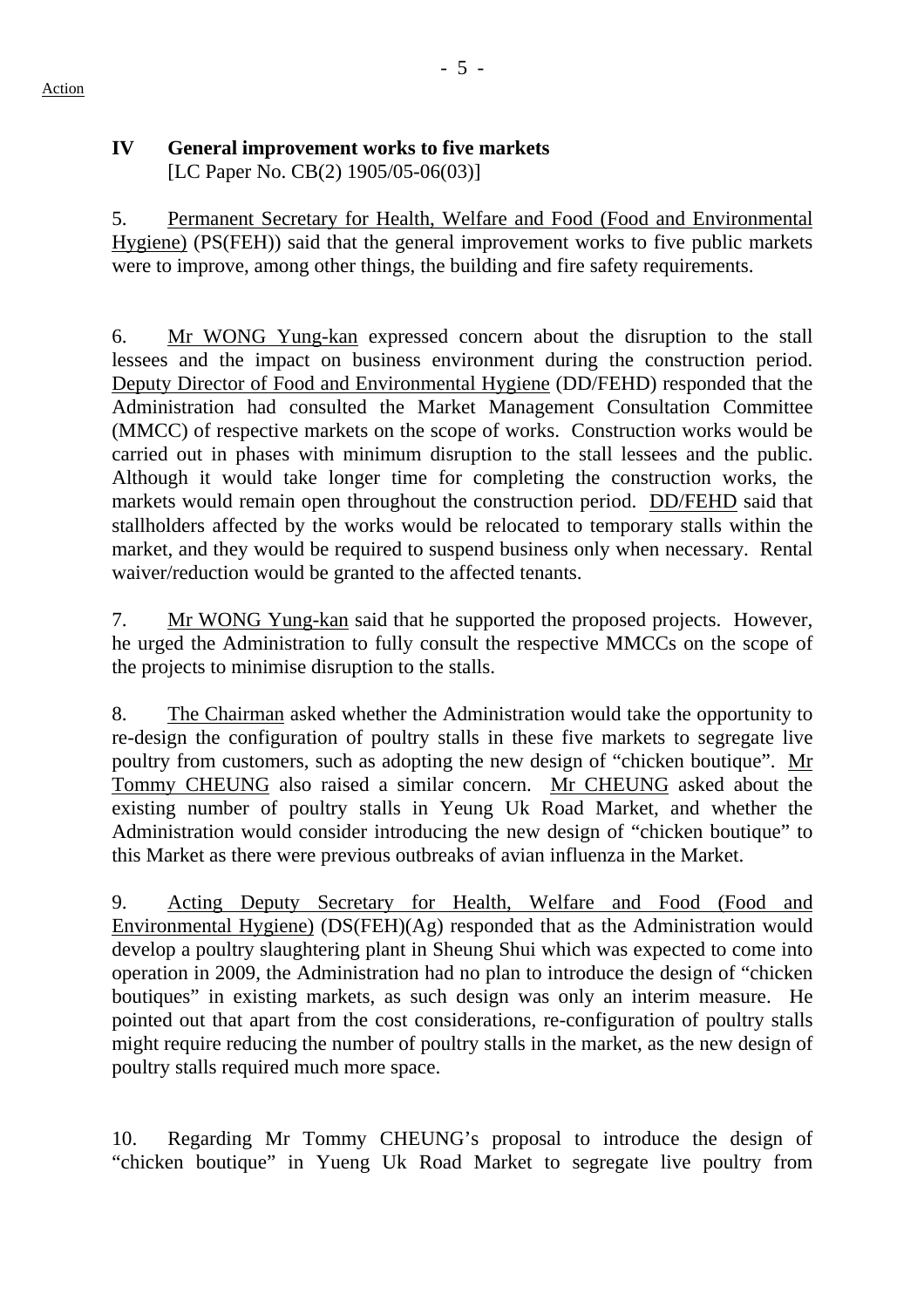Action

## IV General improvement works to five markets

[LC Paper No. CB(2) 1905/05-06(03)]

5. Permanent Secretary for Health, Welfare and Food (Food and Environmental Hygiene) (PS(FEH)) said that the general improvement works to five public markets were to improve, among other things, the building and fire safety requirements.

6. Mr WONG Yung-kan expressed concern about the disruption to the stall lessees and the impact on business environment during the construction period. Deputy Director of Food and Environmental Hygiene (DD/FEHD) responded that the Administration had consulted the Market Management Consultation Committee (MMCC) of respective markets on the scope of works. Construction works would be carried out in phases with minimum disruption to the stall lessees and the public. Although it would take longer time for completing the construction works, the markets would remain open throughout the construction period. DD/FEHD said that stallholders affected by the works would be relocated to temporary stalls within the market, and they would be required to suspend business only when necessary. Rental waiver/reduction would be granted to the affected tenants.

7. Mr WONG Yung-kan said that he supported the proposed projects. However, he urged the Administration to fully consult the respective MMCCs on the scope of the projects to minimise disruption to the stalls.

8. The Chairman asked whether the Administration would take the opportunity to re-design the configuration of poultry stalls in these five markets to segregate live poultry from customers, such as adopting the new design of "chicken boutique". Mr Tommy CHEUNG also raised a similar concern. Mr CHEUNG asked about the existing number of poultry stalls in Yeung Uk Road Market, and whether the Administration would consider introducing the new design of "chicken boutique" to this Market as there were previous outbreaks of avian influenza in the Market.

9. Acting Deputy Secretary for Health, Welfare and Food (Food and Environmental Hygiene) (DS(FEH)(Ag) responded that as the Administration would develop a poultry slaughtering plant in Sheung Shui which was expected to come into operation in 2009, the Administration had no plan to introduce the design of "chicken boutiques" in existing markets, as such design was only an interim measure. He pointed out that apart from the cost considerations, re-configuration of poultry stalls might require reducing the number of poultry stalls in the market, as the new design of poultry stalls required much more space.

10. Regarding Mr Tommy CHEUNG's proposal to introduce the design of "chicken boutique" in Yueng Uk Road Market to segregate live poultry from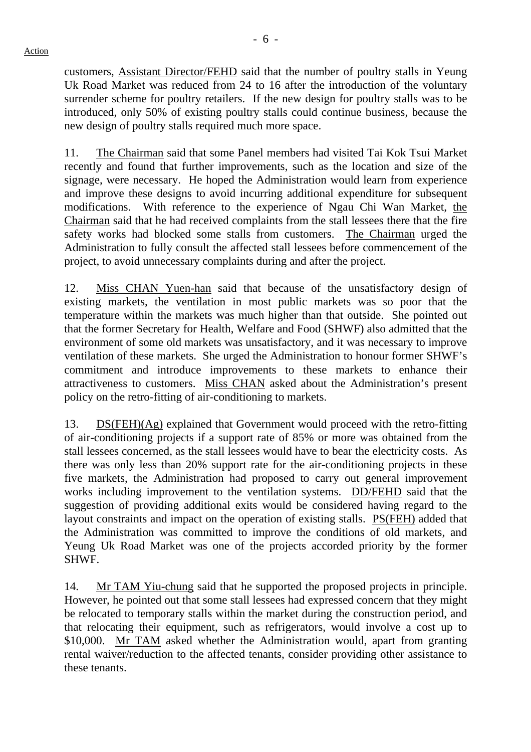customers, Assistant Director/FEHD said that the number of poultry stalls in Yeung Uk Road Market was reduced from 24 to 16 after the introduction of the voluntary surrender scheme for poultry retailers. If the new design for poultry stalls was to be introduced, only 50% of existing poultry stalls could continue business, because the new design of poultry stalls required much more space.

11. The Chairman said that some Panel members had visited Tai Kok Tsui Market recently and found that further improvements, such as the location and size of the signage, were necessary. He hoped the Administration would learn from experience and improve these designs to avoid incurring additional expenditure for subsequent modifications. With reference to the experience of Ngau Chi Wan Market, the Chairman said that he had received complaints from the stall lessees there that the fire safety works had blocked some stalls from customers. The Chairman urged the Administration to fully consult the affected stall lessees before commencement of the project, to avoid unnecessary complaints during and after the project.

12. Miss CHAN Yuen-han said that because of the unsatisfactory design of existing markets, the ventilation in most public markets was so poor that the temperature within the markets was much higher than that outside. She pointed out that the former Secretary for Health, Welfare and Food (SHWF) also admitted that the environment of some old markets was unsatisfactory, and it was necessary to improve ventilation of these markets. She urged the Administration to honour former SHWF's commitment and introduce improvements to these markets to enhance their attractiveness to customers. Miss CHAN asked about the Administration's present policy on the retro-fitting of air-conditioning to markets.

13. DS(FEH)(Ag) explained that Government would proceed with the retro-fitting of air-conditioning projects if a support rate of 85% or more was obtained from the stall lessees concerned, as the stall lessees would have to bear the electricity costs. As there was only less than 20% support rate for the air-conditioning projects in these five markets, the Administration had proposed to carry out general improvement works including improvement to the ventilation systems. DD/FEHD said that the suggestion of providing additional exits would be considered having regard to the layout constraints and impact on the operation of existing stalls. PS(FEH) added that the Administration was committed to improve the conditions of old markets, and Yeung Uk Road Market was one of the projects accorded priority by the former SHWF.

14. Mr TAM Yiu-chung said that he supported the proposed projects in principle. However, he pointed out that some stall lessees had expressed concern that they might be relocated to temporary stalls within the market during the construction period, and that relocating their equipment, such as refrigerators, would involve a cost up to $10,000. Mr TAM asked whether the Administration would, apart from granting rental waiver/reduction to the affected tenants, consider providing other assistance to these tenants.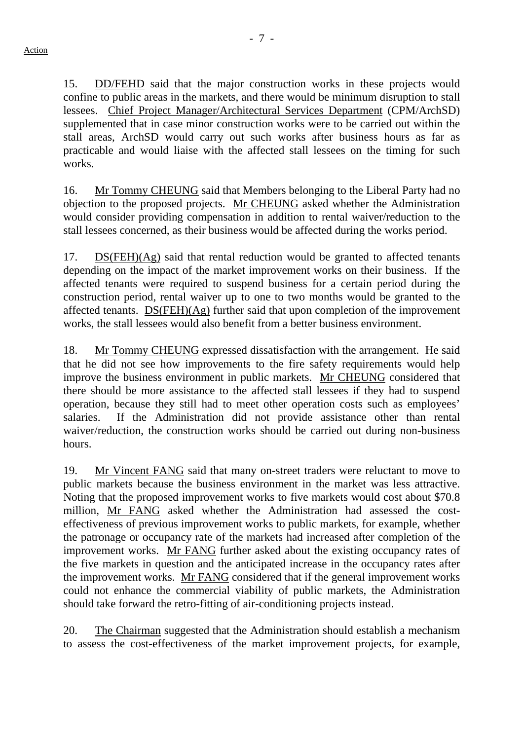15. DD/FEHD said that the major construction works in these projects would confine to public areas in the markets, and there would be minimum disruption to stall lessees. Chief Project Manager/Architectural Services Department (CPM/ArchSD) supplemented that in case minor construction works were to be carried out within the stall areas, ArchSD would carry out such works after business hours as far as practicable and would liaise with the affected stall lessees on the timing for such works.

16. Mr Tommy CHEUNG said that Members belonging to the Liberal Party had no objection to the proposed projects. Mr CHEUNG asked whether the Administration would consider providing compensation in addition to rental waiver/reduction to the stall lessees concerned, as their business would be affected during the works period.

17. DS(FEH)(Ag) said that rental reduction would be granted to affected tenants depending on the impact of the market improvement works on their business. If the affected tenants were required to suspend business for a certain period during the construction period, rental waiver up to one to two months would be granted to the affected tenants. DS(FEH)(Ag) further said that upon completion of the improvement works, the stall lessees would also benefit from a better business environment.

18. Mr Tommy CHEUNG expressed dissatisfaction with the arrangement. He said that he did not see how improvements to the fire safety requirements would help improve the business environment in public markets. Mr CHEUNG considered that there should be more assistance to the affected stall lessees if they had to suspend operation, because they still had to meet other operation costs such as employees' salaries. If the Administration did not provide assistance other than rental waiver/reduction, the construction works should be carried out during non-business hours.

19. Mr Vincent FANG said that many on-street traders were reluctant to move to public markets because the business environment in the market was less attractive. Noting that the proposed improvement works to five markets would cost about $70.8 million, Mr FANG asked whether the Administration had assessed the cost-effectiveness of previous improvement works to public markets, for example, whether the patronage or occupancy rate of the markets had increased after completion of the improvement works. Mr FANG further asked about the existing occupancy rates of the five markets in question and the anticipated increase in the occupancy rates after the improvement works. Mr FANG considered that if the general improvement works could not enhance the commercial viability of public markets, the Administration should take forward the retro-fitting of air-conditioning projects instead.

20. The Chairman suggested that the Administration should establish a mechanism to assess the cost-effectiveness of the market improvement projects, for example,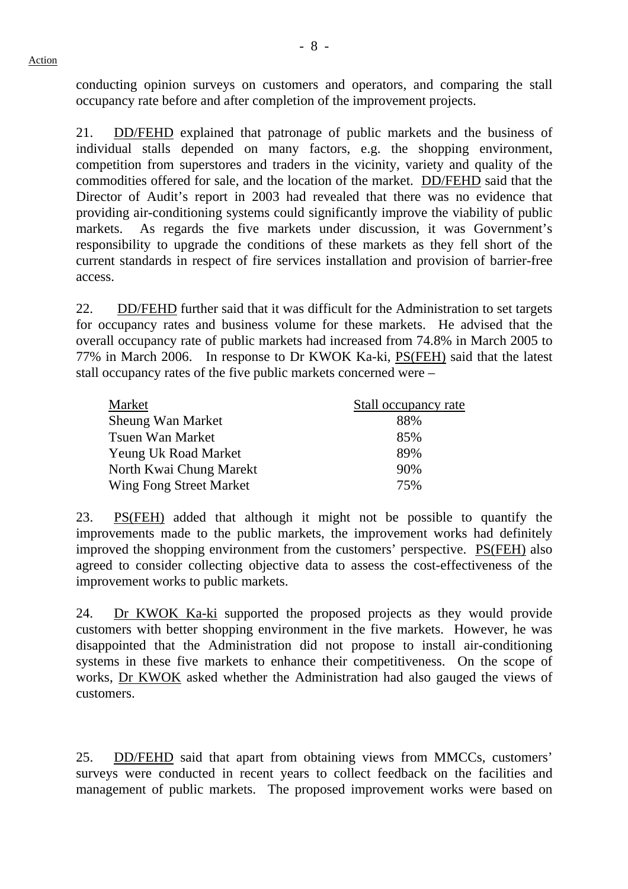conducting opinion surveys on customers and operators, and comparing the stall occupancy rate before and after completion of the improvement projects.

21. DD/FEHD explained that patronage of public markets and the business of individual stalls depended on many factors, e.g. the shopping environment, competition from superstores and traders in the vicinity, variety and quality of the commodities offered for sale, and the location of the market. DD/FEHD said that the Director of Audit's report in 2003 had revealed that there was no evidence that providing air-conditioning systems could significantly improve the viability of public markets. As regards the five markets under discussion, it was Government's responsibility to upgrade the conditions of these markets as they fell short of the current standards in respect of fire services installation and provision of barrier-free access.

22. DD/FEHD further said that it was difficult for the Administration to set targets for occupancy rates and business volume for these markets. He advised that the overall occupancy rate of public markets had increased from 74.8% in March 2005 to 77% in March 2006. In response to Dr KWOK Ka-ki, PS(FEH) said that the latest stall occupancy rates of the five public markets concerned were –

| Market | Stall occupancy rate |
|---|---|
| Sheung Wan Market | 88% |
| Tsuen Wan Market | 85% |
| Yeung Uk Road Market | 89% |
| North Kwai Chung Marekt | 90% |
| Wing Fong Street Market | 75% |

23. PS(FEH) added that although it might not be possible to quantify the improvements made to the public markets, the improvement works had definitely improved the shopping environment from the customers' perspective. PS(FEH) also agreed to consider collecting objective data to assess the cost-effectiveness of the improvement works to public markets.

24. Dr KWOK Ka-ki supported the proposed projects as they would provide customers with better shopping environment in the five markets. However, he was disappointed that the Administration did not propose to install air-conditioning systems in these five markets to enhance their competitiveness. On the scope of works, Dr KWOK asked whether the Administration had also gauged the views of customers.

25. DD/FEHD said that apart from obtaining views from MMCCs, customers' surveys were conducted in recent years to collect feedback on the facilities and management of public markets. The proposed improvement works were based on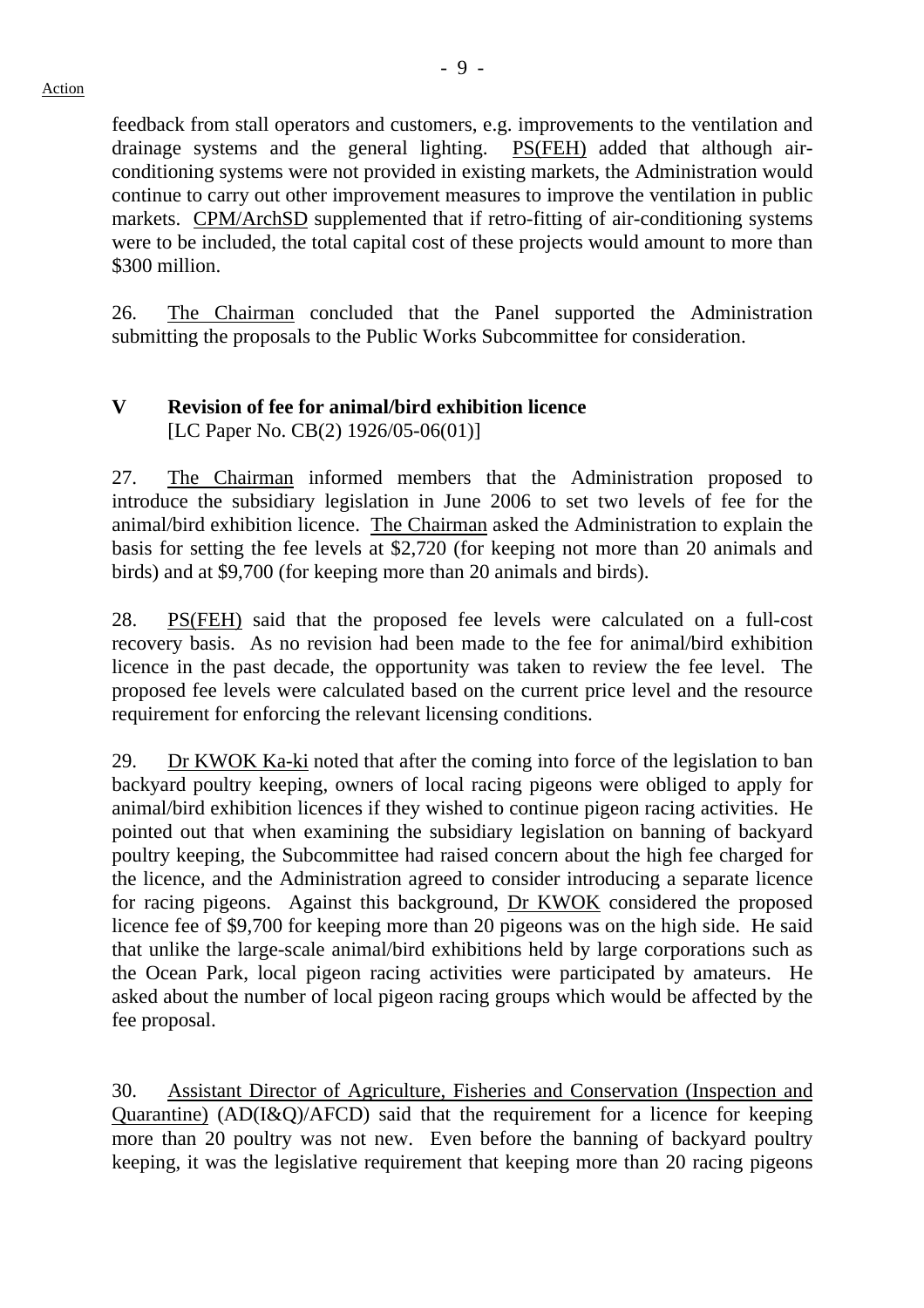feedback from stall operators and customers, e.g. improvements to the ventilation and drainage systems and the general lighting. PS(FEH) added that although air-conditioning systems were not provided in existing markets, the Administration would continue to carry out other improvement measures to improve the ventilation in public markets. CPM/ArchSD supplemented that if retro-fitting of air-conditioning systems were to be included, the total capital cost of these projects would amount to more than $300 million.

26. The Chairman concluded that the Panel supported the Administration submitting the proposals to the Public Works Subcommittee for consideration.

## V Revision of fee for animal/bird exhibition licence

[LC Paper No. CB(2) 1926/05-06(01)]

27. The Chairman informed members that the Administration proposed to introduce the subsidiary legislation in June 2006 to set two levels of fee for the animal/bird exhibition licence. The Chairman asked the Administration to explain the basis for setting the fee levels at $2,720 (for keeping not more than 20 animals and birds) and at $9,700 (for keeping more than 20 animals and birds).

28. PS(FEH) said that the proposed fee levels were calculated on a full-cost recovery basis. As no revision had been made to the fee for animal/bird exhibition licence in the past decade, the opportunity was taken to review the fee level. The proposed fee levels were calculated based on the current price level and the resource requirement for enforcing the relevant licensing conditions.

29. Dr KWOK Ka-ki noted that after the coming into force of the legislation to ban backyard poultry keeping, owners of local racing pigeons were obliged to apply for animal/bird exhibition licences if they wished to continue pigeon racing activities. He pointed out that when examining the subsidiary legislation on banning of backyard poultry keeping, the Subcommittee had raised concern about the high fee charged for the licence, and the Administration agreed to consider introducing a separate licence for racing pigeons. Against this background, Dr KWOK considered the proposed licence fee of $9,700 for keeping more than 20 pigeons was on the high side. He said that unlike the large-scale animal/bird exhibitions held by large corporations such as the Ocean Park, local pigeon racing activities were participated by amateurs. He asked about the number of local pigeon racing groups which would be affected by the fee proposal.

30. Assistant Director of Agriculture, Fisheries and Conservation (Inspection and Quarantine) (AD(I&Q)/AFCD) said that the requirement for a licence for keeping more than 20 poultry was not new. Even before the banning of backyard poultry keeping, it was the legislative requirement that keeping more than 20 racing pigeons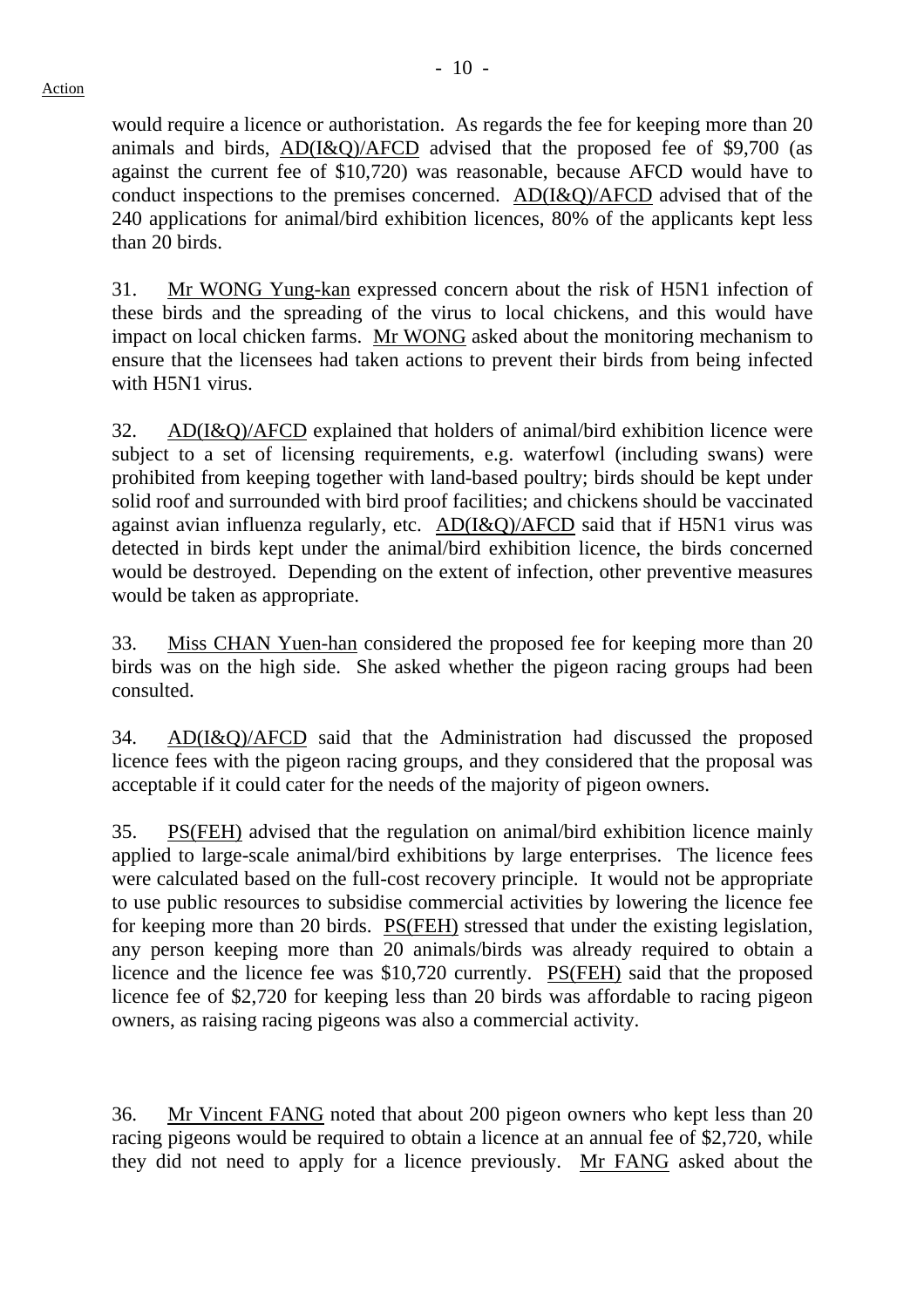would require a licence or authoristation. As regards the fee for keeping more than 20 animals and birds, AD(I&Q)/AFCD advised that the proposed fee of $9,700 (as against the current fee of $10,720) was reasonable, because AFCD would have to conduct inspections to the premises concerned. AD(I&Q)/AFCD advised that of the 240 applications for animal/bird exhibition licences, 80% of the applicants kept less than 20 birds.

31. Mr WONG Yung-kan expressed concern about the risk of H5N1 infection of these birds and the spreading of the virus to local chickens, and this would have impact on local chicken farms. Mr WONG asked about the monitoring mechanism to ensure that the licensees had taken actions to prevent their birds from being infected with H5N1 virus.

32. AD(I&Q)/AFCD explained that holders of animal/bird exhibition licence were subject to a set of licensing requirements, e.g. waterfowl (including swans) were prohibited from keeping together with land-based poultry; birds should be kept under solid roof and surrounded with bird proof facilities; and chickens should be vaccinated against avian influenza regularly, etc. AD(I&Q)/AFCD said that if H5N1 virus was detected in birds kept under the animal/bird exhibition licence, the birds concerned would be destroyed. Depending on the extent of infection, other preventive measures would be taken as appropriate.

33. Miss CHAN Yuen-han considered the proposed fee for keeping more than 20 birds was on the high side. She asked whether the pigeon racing groups had been consulted.

34. AD(I&Q)/AFCD said that the Administration had discussed the proposed licence fees with the pigeon racing groups, and they considered that the proposal was acceptable if it could cater for the needs of the majority of pigeon owners.

35. PS(FEH) advised that the regulation on animal/bird exhibition licence mainly applied to large-scale animal/bird exhibitions by large enterprises. The licence fees were calculated based on the full-cost recovery principle. It would not be appropriate to use public resources to subsidise commercial activities by lowering the licence fee for keeping more than 20 birds. PS(FEH) stressed that under the existing legislation, any person keeping more than 20 animals/birds was already required to obtain a licence and the licence fee was $10,720 currently. PS(FEH) said that the proposed licence fee of $2,720 for keeping less than 20 birds was affordable to racing pigeon owners, as raising racing pigeons was also a commercial activity.

36. Mr Vincent FANG noted that about 200 pigeon owners who kept less than 20 racing pigeons would be required to obtain a licence at an annual fee of $2,720, while they did not need to apply for a licence previously. Mr FANG asked about the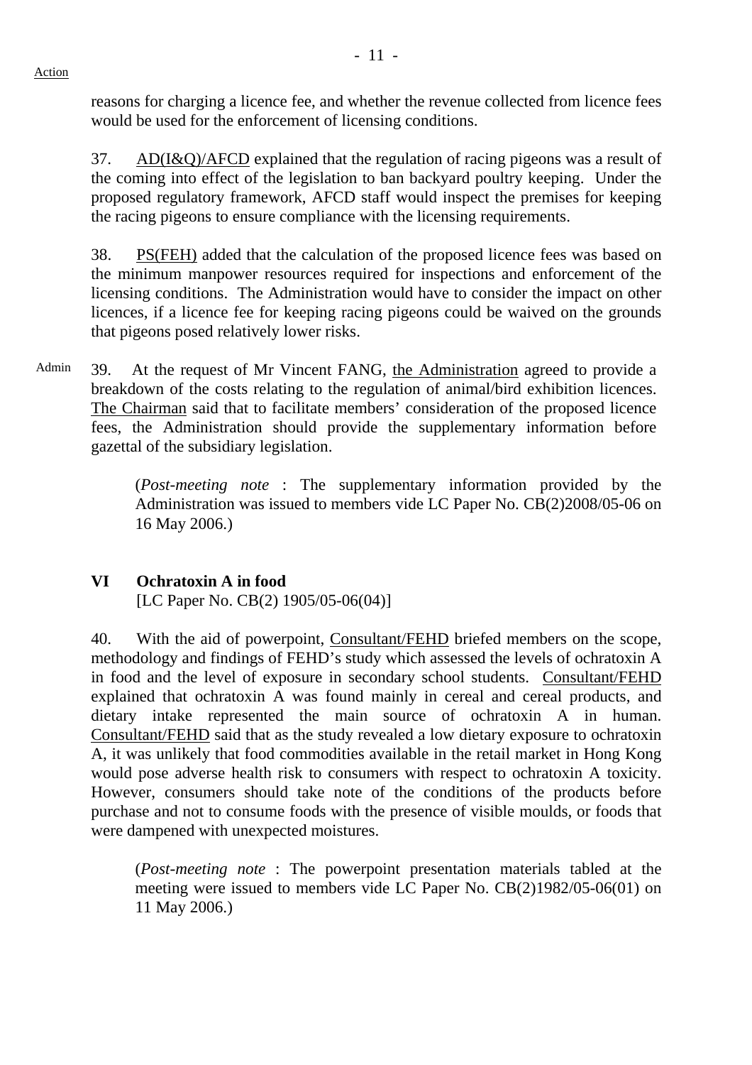reasons for charging a licence fee, and whether the revenue collected from licence fees would be used for the enforcement of licensing conditions.

37. AD(I&Q)/AFCD explained that the regulation of racing pigeons was a result of the coming into effect of the legislation to ban backyard poultry keeping. Under the proposed regulatory framework, AFCD staff would inspect the premises for keeping the racing pigeons to ensure compliance with the licensing requirements.

38. PS(FEH) added that the calculation of the proposed licence fees was based on the minimum manpower resources required for inspections and enforcement of the licensing conditions. The Administration would have to consider the impact on other licences, if a licence fee for keeping racing pigeons could be waived on the grounds that pigeons posed relatively lower risks.

Admin

39. At the request of Mr Vincent FANG, the Administration agreed to provide a breakdown of the costs relating to the regulation of animal/bird exhibition licences. The Chairman said that to facilitate members' consideration of the proposed licence fees, the Administration should provide the supplementary information before gazettal of the subsidiary legislation.

> (*Post-meeting note* : The supplementary information provided by the Administration was issued to members vide LC Paper No. CB(2)2008/05-06 on 16 May 2006.)

## VI Ochratoxin A in food

[LC Paper No. CB(2) 1905/05-06(04)]

40. With the aid of powerpoint, Consultant/FEHD briefed members on the scope, methodology and findings of FEHD's study which assessed the levels of ochratoxin A in food and the level of exposure in secondary school students. Consultant/FEHD explained that ochratoxin A was found mainly in cereal and cereal products, and dietary intake represented the main source of ochratoxin A in human. Consultant/FEHD said that as the study revealed a low dietary exposure to ochratoxin A, it was unlikely that food commodities available in the retail market in Hong Kong would pose adverse health risk to consumers with respect to ochratoxin A toxicity. However, consumers should take note of the conditions of the products before purchase and not to consume foods with the presence of visible moulds, or foods that were dampened with unexpected moistures.

> (*Post-meeting note* : The powerpoint presentation materials tabled at the meeting were issued to members vide LC Paper No. CB(2)1982/05-06(01) on 11 May 2006.)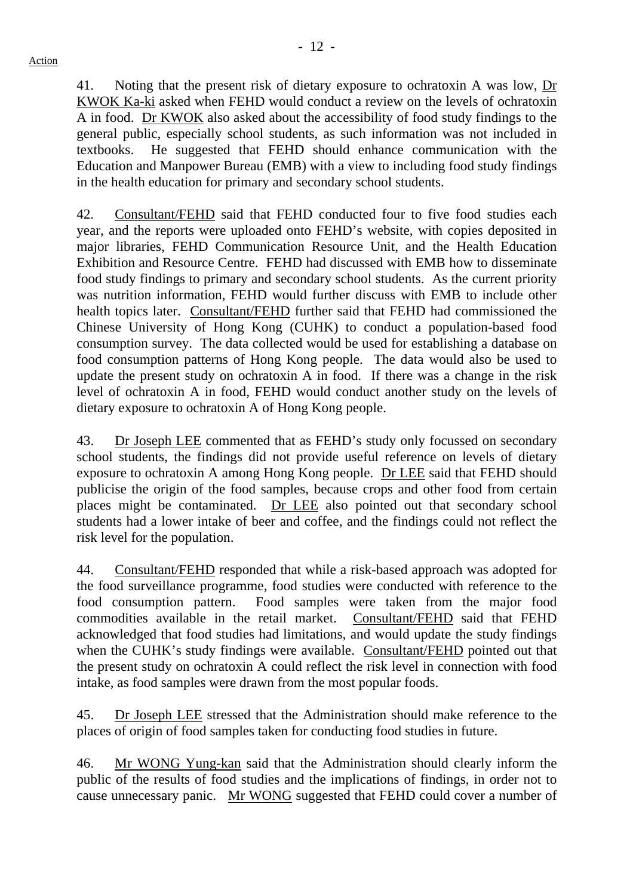Action

41. Noting that the present risk of dietary exposure to ochratoxin A was low, Dr KWOK Ka-ki asked when FEHD would conduct a review on the levels of ochratoxin A in food. Dr KWOK also asked about the accessibility of food study findings to the general public, especially school students, as such information was not included in textbooks. He suggested that FEHD should enhance communication with the Education and Manpower Bureau (EMB) with a view to including food study findings in the health education for primary and secondary school students.

42. Consultant/FEHD said that FEHD conducted four to five food studies each year, and the reports were uploaded onto FEHD's website, with copies deposited in major libraries, FEHD Communication Resource Unit, and the Health Education Exhibition and Resource Centre. FEHD had discussed with EMB how to disseminate food study findings to primary and secondary school students. As the current priority was nutrition information, FEHD would further discuss with EMB to include other health topics later. Consultant/FEHD further said that FEHD had commissioned the Chinese University of Hong Kong (CUHK) to conduct a population-based food consumption survey. The data collected would be used for establishing a database on food consumption patterns of Hong Kong people. The data would also be used to update the present study on ochratoxin A in food. If there was a change in the risk level of ochratoxin A in food, FEHD would conduct another study on the levels of dietary exposure to ochratoxin A of Hong Kong people.

43. Dr Joseph LEE commented that as FEHD's study only focussed on secondary school students, the findings did not provide useful reference on levels of dietary exposure to ochratoxin A among Hong Kong people. Dr LEE said that FEHD should publicise the origin of the food samples, because crops and other food from certain places might be contaminated. Dr LEE also pointed out that secondary school students had a lower intake of beer and coffee, and the findings could not reflect the risk level for the population.

44. Consultant/FEHD responded that while a risk-based approach was adopted for the food surveillance programme, food studies were conducted with reference to the food consumption pattern. Food samples were taken from the major food commodities available in the retail market. Consultant/FEHD said that FEHD acknowledged that food studies had limitations, and would update the study findings when the CUHK's study findings were available. Consultant/FEHD pointed out that the present study on ochratoxin A could reflect the risk level in connection with food intake, as food samples were drawn from the most popular foods.

45. Dr Joseph LEE stressed that the Administration should make reference to the places of origin of food samples taken for conducting food studies in future.

46. Mr WONG Yung-kan said that the Administration should clearly inform the public of the results of food studies and the implications of findings, in order not to cause unnecessary panic. Mr WONG suggested that FEHD could cover a number of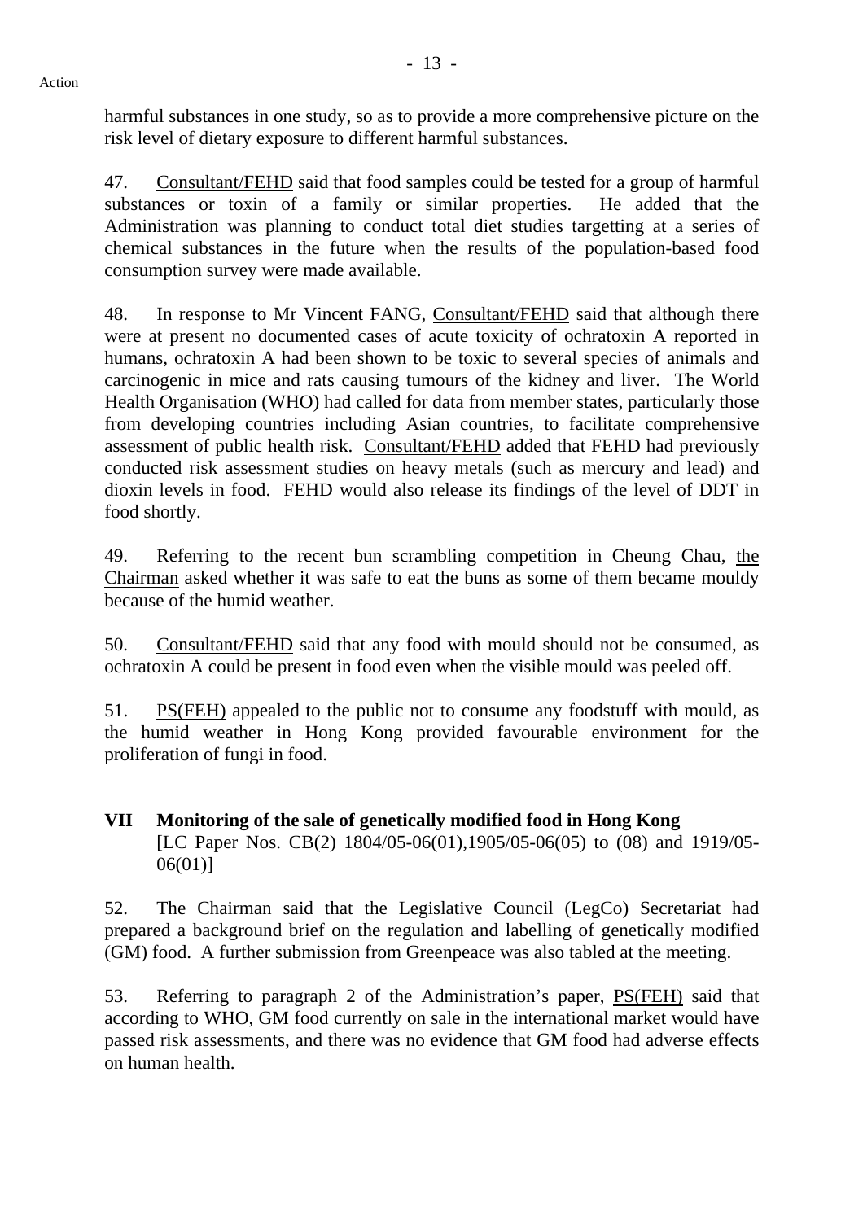harmful substances in one study, so as to provide a more comprehensive picture on the risk level of dietary exposure to different harmful substances.

47. Consultant/FEHD said that food samples could be tested for a group of harmful substances or toxin of a family or similar properties. He added that the Administration was planning to conduct total diet studies targetting at a series of chemical substances in the future when the results of the population-based food consumption survey were made available.

48. In response to Mr Vincent FANG, Consultant/FEHD said that although there were at present no documented cases of acute toxicity of ochratoxin A reported in humans, ochratoxin A had been shown to be toxic to several species of animals and carcinogenic in mice and rats causing tumours of the kidney and liver. The World Health Organisation (WHO) had called for data from member states, particularly those from developing countries including Asian countries, to facilitate comprehensive assessment of public health risk. Consultant/FEHD added that FEHD had previously conducted risk assessment studies on heavy metals (such as mercury and lead) and dioxin levels in food. FEHD would also release its findings of the level of DDT in food shortly.

49. Referring to the recent bun scrambling competition in Cheung Chau, the Chairman asked whether it was safe to eat the buns as some of them became mouldy because of the humid weather.

50. Consultant/FEHD said that any food with mould should not be consumed, as ochratoxin A could be present in food even when the visible mould was peeled off.

51. PS(FEH) appealed to the public not to consume any foodstuff with mould, as the humid weather in Hong Kong provided favourable environment for the proliferation of fungi in food.

## VII Monitoring of the sale of genetically modified food in Hong Kong

[LC Paper Nos. CB(2) 1804/05-06(01),1905/05-06(05) to (08) and 1919/05-06(01)]

52. The Chairman said that the Legislative Council (LegCo) Secretariat had prepared a background brief on the regulation and labelling of genetically modified (GM) food. A further submission from Greenpeace was also tabled at the meeting.

53. Referring to paragraph 2 of the Administration's paper, PS(FEH) said that according to WHO, GM food currently on sale in the international market would have passed risk assessments, and there was no evidence that GM food had adverse effects on human health.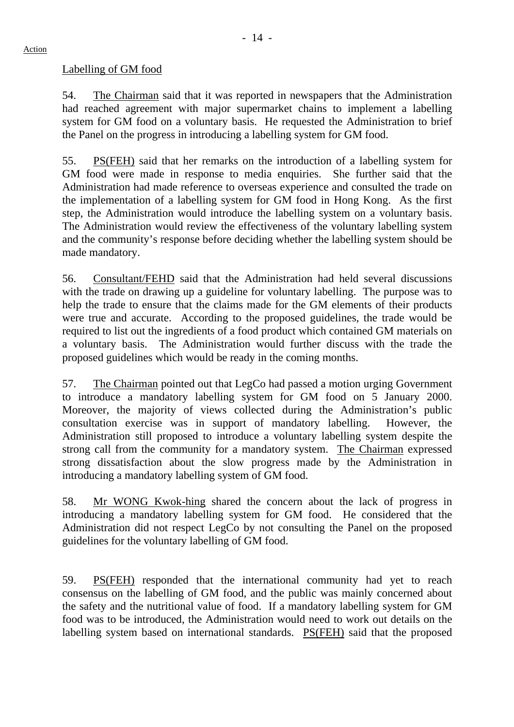Action

Labelling of GM food

54. The Chairman said that it was reported in newspapers that the Administration had reached agreement with major supermarket chains to implement a labelling system for GM food on a voluntary basis. He requested the Administration to brief the Panel on the progress in introducing a labelling system for GM food.

55. PS(FEH) said that her remarks on the introduction of a labelling system for GM food were made in response to media enquiries. She further said that the Administration had made reference to overseas experience and consulted the trade on the implementation of a labelling system for GM food in Hong Kong. As the first step, the Administration would introduce the labelling system on a voluntary basis. The Administration would review the effectiveness of the voluntary labelling system and the community's response before deciding whether the labelling system should be made mandatory.

56. Consultant/FEHD said that the Administration had held several discussions with the trade on drawing up a guideline for voluntary labelling. The purpose was to help the trade to ensure that the claims made for the GM elements of their products were true and accurate. According to the proposed guidelines, the trade would be required to list out the ingredients of a food product which contained GM materials on a voluntary basis. The Administration would further discuss with the trade the proposed guidelines which would be ready in the coming months.

57. The Chairman pointed out that LegCo had passed a motion urging Government to introduce a mandatory labelling system for GM food on 5 January 2000. Moreover, the majority of views collected during the Administration's public consultation exercise was in support of mandatory labelling. However, the Administration still proposed to introduce a voluntary labelling system despite the strong call from the community for a mandatory system. The Chairman expressed strong dissatisfaction about the slow progress made by the Administration in introducing a mandatory labelling system of GM food.

58. Mr WONG Kwok-hing shared the concern about the lack of progress in introducing a mandatory labelling system for GM food. He considered that the Administration did not respect LegCo by not consulting the Panel on the proposed guidelines for the voluntary labelling of GM food.

59. PS(FEH) responded that the international community had yet to reach consensus on the labelling of GM food, and the public was mainly concerned about the safety and the nutritional value of food. If a mandatory labelling system for GM food was to be introduced, the Administration would need to work out details on the labelling system based on international standards. PS(FEH) said that the proposed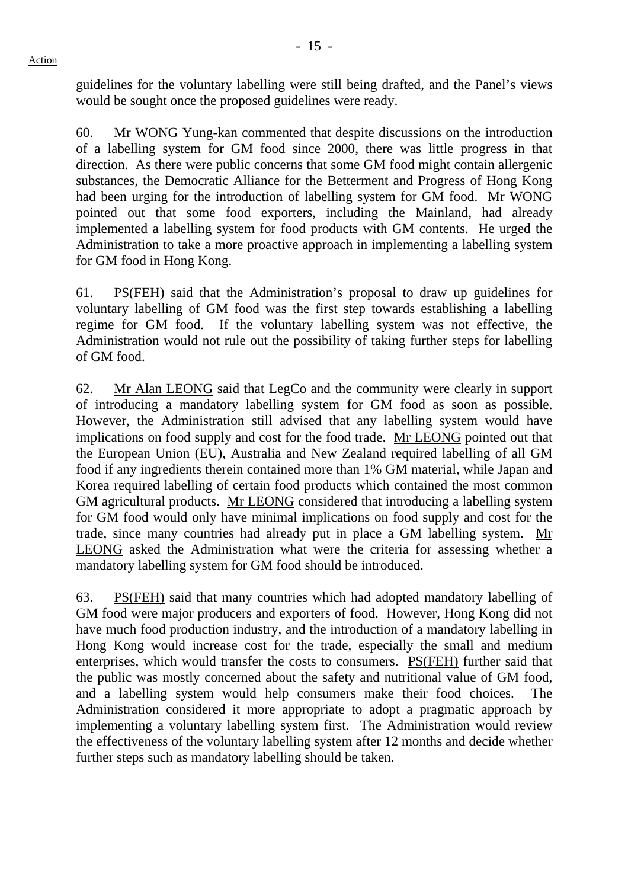Action

guidelines for the voluntary labelling were still being drafted, and the Panel's views would be sought once the proposed guidelines were ready.

60. Mr WONG Yung-kan commented that despite discussions on the introduction of a labelling system for GM food since 2000, there was little progress in that direction. As there were public concerns that some GM food might contain allergenic substances, the Democratic Alliance for the Betterment and Progress of Hong Kong had been urging for the introduction of labelling system for GM food. Mr WONG pointed out that some food exporters, including the Mainland, had already implemented a labelling system for food products with GM contents. He urged the Administration to take a more proactive approach in implementing a labelling system for GM food in Hong Kong.

61. PS(FEH) said that the Administration's proposal to draw up guidelines for voluntary labelling of GM food was the first step towards establishing a labelling regime for GM food. If the voluntary labelling system was not effective, the Administration would not rule out the possibility of taking further steps for labelling of GM food.

62. Mr Alan LEONG said that LegCo and the community were clearly in support of introducing a mandatory labelling system for GM food as soon as possible. However, the Administration still advised that any labelling system would have implications on food supply and cost for the food trade. Mr LEONG pointed out that the European Union (EU), Australia and New Zealand required labelling of all GM food if any ingredients therein contained more than 1% GM material, while Japan and Korea required labelling of certain food products which contained the most common GM agricultural products. Mr LEONG considered that introducing a labelling system for GM food would only have minimal implications on food supply and cost for the trade, since many countries had already put in place a GM labelling system. Mr LEONG asked the Administration what were the criteria for assessing whether a mandatory labelling system for GM food should be introduced.

63. PS(FEH) said that many countries which had adopted mandatory labelling of GM food were major producers and exporters of food. However, Hong Kong did not have much food production industry, and the introduction of a mandatory labelling in Hong Kong would increase cost for the trade, especially the small and medium enterprises, which would transfer the costs to consumers. PS(FEH) further said that the public was mostly concerned about the safety and nutritional value of GM food, and a labelling system would help consumers make their food choices. The Administration considered it more appropriate to adopt a pragmatic approach by implementing a voluntary labelling system first. The Administration would review the effectiveness of the voluntary labelling system after 12 months and decide whether further steps such as mandatory labelling should be taken.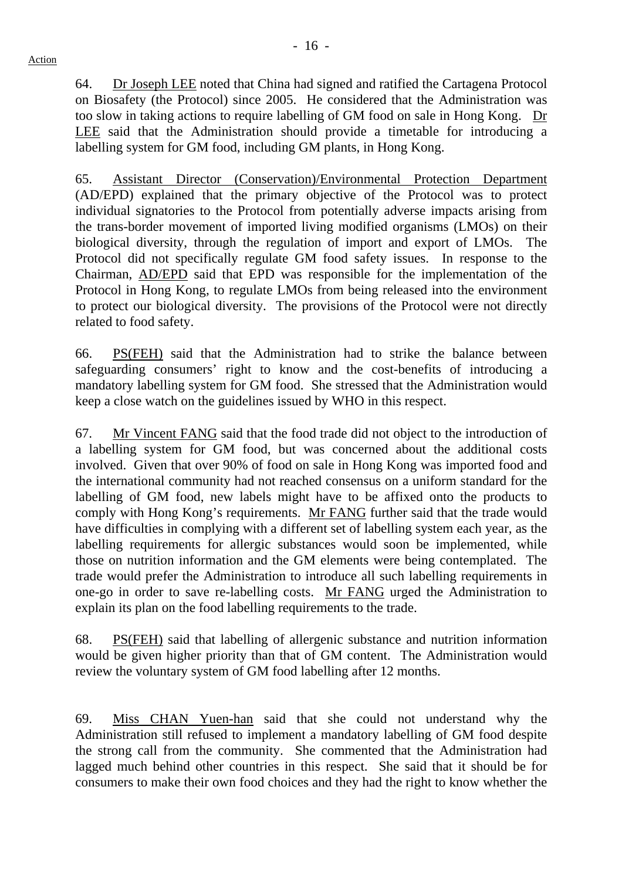64. Dr Joseph LEE noted that China had signed and ratified the Cartagena Protocol on Biosafety (the Protocol) since 2005. He considered that the Administration was too slow in taking actions to require labelling of GM food on sale in Hong Kong. Dr LEE said that the Administration should provide a timetable for introducing a labelling system for GM food, including GM plants, in Hong Kong.

65. Assistant Director (Conservation)/Environmental Protection Department (AD/EPD) explained that the primary objective of the Protocol was to protect individual signatories to the Protocol from potentially adverse impacts arising from the trans-border movement of imported living modified organisms (LMOs) on their biological diversity, through the regulation of import and export of LMOs. The Protocol did not specifically regulate GM food safety issues. In response to the Chairman, AD/EPD said that EPD was responsible for the implementation of the Protocol in Hong Kong, to regulate LMOs from being released into the environment to protect our biological diversity. The provisions of the Protocol were not directly related to food safety.

66. PS(FEH) said that the Administration had to strike the balance between safeguarding consumers' right to know and the cost-benefits of introducing a mandatory labelling system for GM food. She stressed that the Administration would keep a close watch on the guidelines issued by WHO in this respect.

67. Mr Vincent FANG said that the food trade did not object to the introduction of a labelling system for GM food, but was concerned about the additional costs involved. Given that over 90% of food on sale in Hong Kong was imported food and the international community had not reached consensus on a uniform standard for the labelling of GM food, new labels might have to be affixed onto the products to comply with Hong Kong's requirements. Mr FANG further said that the trade would have difficulties in complying with a different set of labelling system each year, as the labelling requirements for allergic substances would soon be implemented, while those on nutrition information and the GM elements were being contemplated. The trade would prefer the Administration to introduce all such labelling requirements in one-go in order to save re-labelling costs. Mr FANG urged the Administration to explain its plan on the food labelling requirements to the trade.

68. PS(FEH) said that labelling of allergenic substance and nutrition information would be given higher priority than that of GM content. The Administration would review the voluntary system of GM food labelling after 12 months.

69. Miss CHAN Yuen-han said that she could not understand why the Administration still refused to implement a mandatory labelling of GM food despite the strong call from the community. She commented that the Administration had lagged much behind other countries in this respect. She said that it should be for consumers to make their own food choices and they had the right to know whether the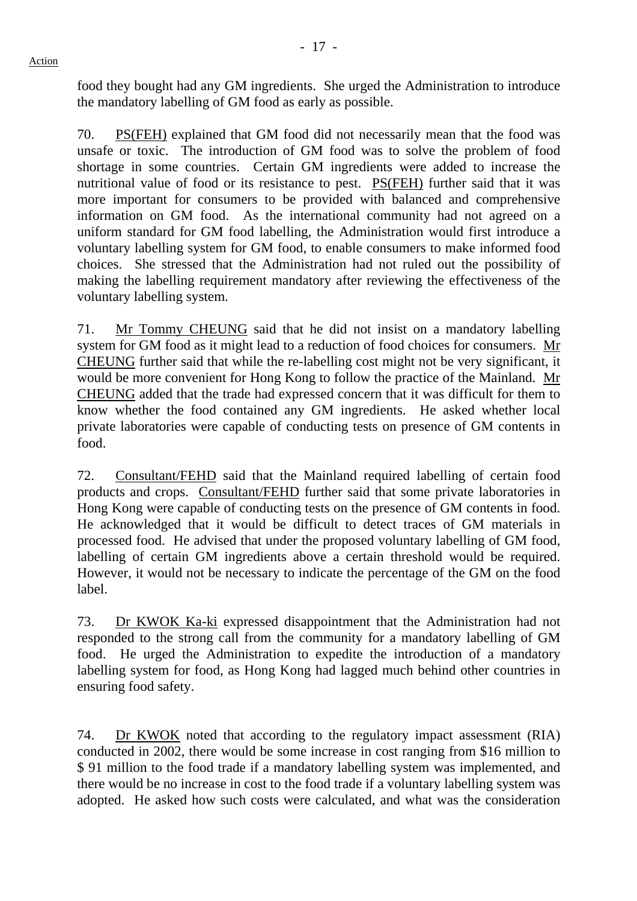food they bought had any GM ingredients. She urged the Administration to introduce the mandatory labelling of GM food as early as possible.

70. PS(FEH) explained that GM food did not necessarily mean that the food was unsafe or toxic. The introduction of GM food was to solve the problem of food shortage in some countries. Certain GM ingredients were added to increase the nutritional value of food or its resistance to pest. PS(FEH) further said that it was more important for consumers to be provided with balanced and comprehensive information on GM food. As the international community had not agreed on a uniform standard for GM food labelling, the Administration would first introduce a voluntary labelling system for GM food, to enable consumers to make informed food choices. She stressed that the Administration had not ruled out the possibility of making the labelling requirement mandatory after reviewing the effectiveness of the voluntary labelling system.

71. Mr Tommy CHEUNG said that he did not insist on a mandatory labelling system for GM food as it might lead to a reduction of food choices for consumers. Mr CHEUNG further said that while the re-labelling cost might not be very significant, it would be more convenient for Hong Kong to follow the practice of the Mainland. Mr CHEUNG added that the trade had expressed concern that it was difficult for them to know whether the food contained any GM ingredients. He asked whether local private laboratories were capable of conducting tests on presence of GM contents in food.

72. Consultant/FEHD said that the Mainland required labelling of certain food products and crops. Consultant/FEHD further said that some private laboratories in Hong Kong were capable of conducting tests on the presence of GM contents in food. He acknowledged that it would be difficult to detect traces of GM materials in processed food. He advised that under the proposed voluntary labelling of GM food, labelling of certain GM ingredients above a certain threshold would be required. However, it would not be necessary to indicate the percentage of the GM on the food label.

73. Dr KWOK Ka-ki expressed disappointment that the Administration had not responded to the strong call from the community for a mandatory labelling of GM food. He urged the Administration to expedite the introduction of a mandatory labelling system for food, as Hong Kong had lagged much behind other countries in ensuring food safety.

74. Dr KWOK noted that according to the regulatory impact assessment (RIA) conducted in 2002, there would be some increase in cost ranging from $16 million to $ 91 million to the food trade if a mandatory labelling system was implemented, and there would be no increase in cost to the food trade if a voluntary labelling system was adopted. He asked how such costs were calculated, and what was the consideration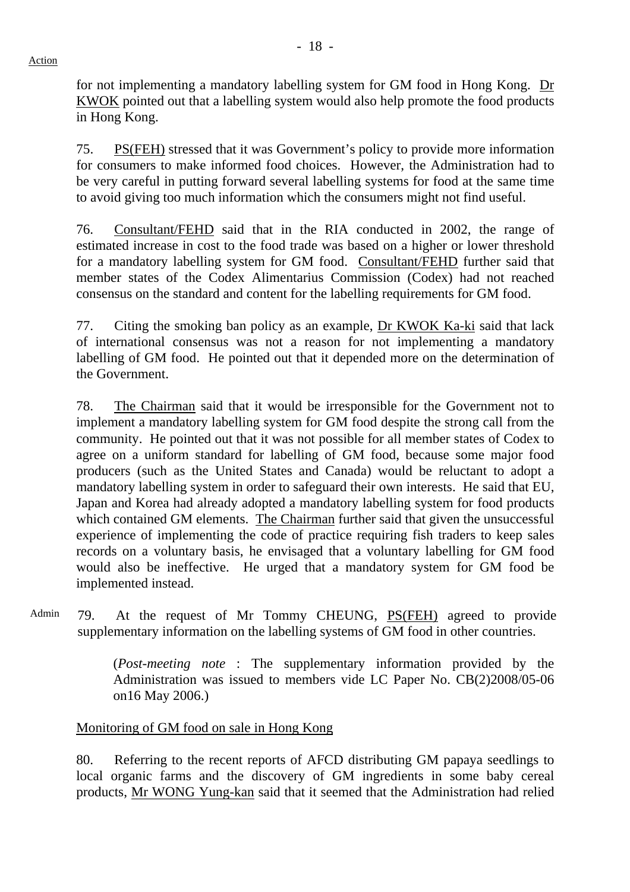for not implementing a mandatory labelling system for GM food in Hong Kong. Dr KWOK pointed out that a labelling system would also help promote the food products in Hong Kong.

75. PS(FEH) stressed that it was Government's policy to provide more information for consumers to make informed food choices. However, the Administration had to be very careful in putting forward several labelling systems for food at the same time to avoid giving too much information which the consumers might not find useful.

76. Consultant/FEHD said that in the RIA conducted in 2002, the range of estimated increase in cost to the food trade was based on a higher or lower threshold for a mandatory labelling system for GM food. Consultant/FEHD further said that member states of the Codex Alimentarius Commission (Codex) had not reached consensus on the standard and content for the labelling requirements for GM food.

77. Citing the smoking ban policy as an example, Dr KWOK Ka-ki said that lack of international consensus was not a reason for not implementing a mandatory labelling of GM food. He pointed out that it depended more on the determination of the Government.

78. The Chairman said that it would be irresponsible for the Government not to implement a mandatory labelling system for GM food despite the strong call from the community. He pointed out that it was not possible for all member states of Codex to agree on a uniform standard for labelling of GM food, because some major food producers (such as the United States and Canada) would be reluctant to adopt a mandatory labelling system in order to safeguard their own interests. He said that EU, Japan and Korea had already adopted a mandatory labelling system for food products which contained GM elements. The Chairman further said that given the unsuccessful experience of implementing the code of practice requiring fish traders to keep sales records on a voluntary basis, he envisaged that a voluntary labelling for GM food would also be ineffective. He urged that a mandatory system for GM food be implemented instead.

Admin 79. At the request of Mr Tommy CHEUNG, PS(FEH) agreed to provide supplementary information on the labelling systems of GM food in other countries.

> (*Post-meeting note* : The supplementary information provided by the Administration was issued to members vide LC Paper No. CB(2)2008/05-06 on16 May 2006.)

Monitoring of GM food on sale in Hong Kong

80. Referring to the recent reports of AFCD distributing GM papaya seedlings to local organic farms and the discovery of GM ingredients in some baby cereal products, Mr WONG Yung-kan said that it seemed that the Administration had relied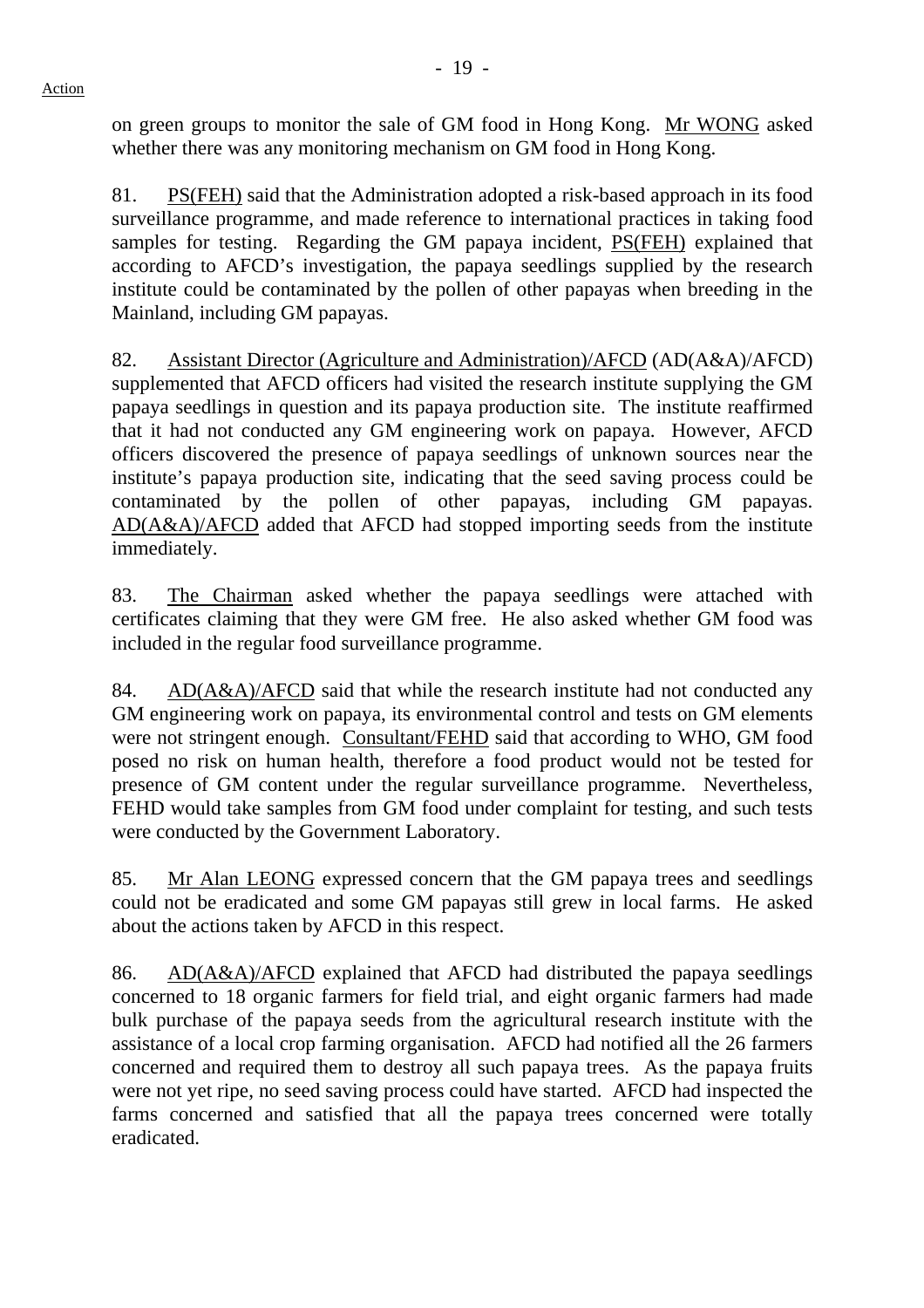on green groups to monitor the sale of GM food in Hong Kong. Mr WONG asked whether there was any monitoring mechanism on GM food in Hong Kong.

81. PS(FEH) said that the Administration adopted a risk-based approach in its food surveillance programme, and made reference to international practices in taking food samples for testing. Regarding the GM papaya incident, PS(FEH) explained that according to AFCD's investigation, the papaya seedlings supplied by the research institute could be contaminated by the pollen of other papayas when breeding in the Mainland, including GM papayas.

82. Assistant Director (Agriculture and Administration)/AFCD (AD(A&A)/AFCD) supplemented that AFCD officers had visited the research institute supplying the GM papaya seedlings in question and its papaya production site. The institute reaffirmed that it had not conducted any GM engineering work on papaya. However, AFCD officers discovered the presence of papaya seedlings of unknown sources near the institute's papaya production site, indicating that the seed saving process could be contaminated by the pollen of other papayas, including GM papayas. AD(A&A)/AFCD added that AFCD had stopped importing seeds from the institute immediately.

83. The Chairman asked whether the papaya seedlings were attached with certificates claiming that they were GM free. He also asked whether GM food was included in the regular food surveillance programme.

84. AD(A&A)/AFCD said that while the research institute had not conducted any GM engineering work on papaya, its environmental control and tests on GM elements were not stringent enough. Consultant/FEHD said that according to WHO, GM food posed no risk on human health, therefore a food product would not be tested for presence of GM content under the regular surveillance programme. Nevertheless, FEHD would take samples from GM food under complaint for testing, and such tests were conducted by the Government Laboratory.

85. Mr Alan LEONG expressed concern that the GM papaya trees and seedlings could not be eradicated and some GM papayas still grew in local farms. He asked about the actions taken by AFCD in this respect.

86. AD(A&A)/AFCD explained that AFCD had distributed the papaya seedlings concerned to 18 organic farmers for field trial, and eight organic farmers had made bulk purchase of the papaya seeds from the agricultural research institute with the assistance of a local crop farming organisation. AFCD had notified all the 26 farmers concerned and required them to destroy all such papaya trees. As the papaya fruits were not yet ripe, no seed saving process could have started. AFCD had inspected the farms concerned and satisfied that all the papaya trees concerned were totally eradicated.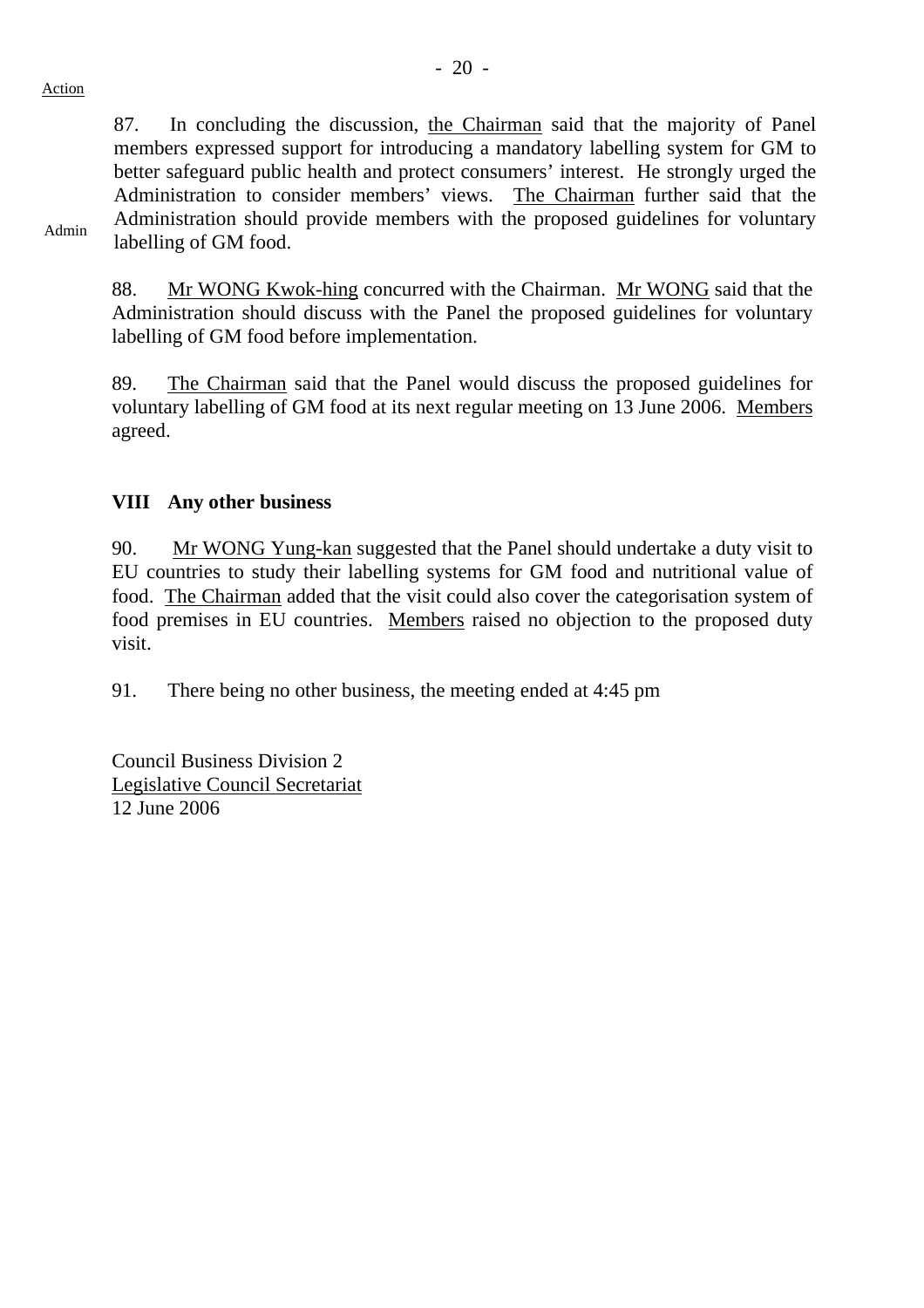Action

87. In concluding the discussion, the Chairman said that the majority of Panel members expressed support for introducing a mandatory labelling system for GM to better safeguard public health and protect consumers' interest. He strongly urged the Administration to consider members' views. The Chairman further said that the Administration should provide members with the proposed guidelines for voluntary labelling of GM food.

Admin

88. Mr WONG Kwok-hing concurred with the Chairman. Mr WONG said that the Administration should discuss with the Panel the proposed guidelines for voluntary labelling of GM food before implementation.

89. The Chairman said that the Panel would discuss the proposed guidelines for voluntary labelling of GM food at its next regular meeting on 13 June 2006. Members agreed.

## VIII Any other business

90. Mr WONG Yung-kan suggested that the Panel should undertake a duty visit to EU countries to study their labelling systems for GM food and nutritional value of food. The Chairman added that the visit could also cover the categorisation system of food premises in EU countries. Members raised no objection to the proposed duty visit.

91. There being no other business, the meeting ended at 4:45 pm

Council Business Division 2
Legislative Council Secretariat
12 June 2006